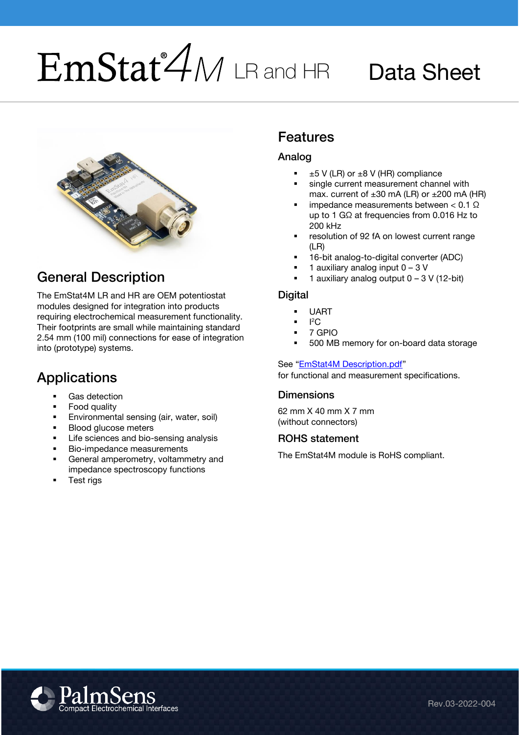# EmStat®4M LR and HR Data Sheet

## General Description

The EmStat4M LR and HR are OEM potentiostat modules designed for integration into products requiring electrochemical measurement functionality. Their footprints are small while maintaining standard 2.54 mm (100 mil) connections for ease of integration into (prototype) systems.

## Applications

- Gas detection
- Food quality
- Environmental sensing (air, water, soil)
- Blood glucose meters
- Life sciences and bio-sensing analysis
- Bio-impedance measurements
- General amperometry, voltammetry and impedance spectroscopy functions
- Test rigs

## Features

### Analog

- ±5 V (LR) or ±8 V (HR) compliance
- single current measurement channel with max. current of ±30 mA (LR) or ±200 mA (HR)
- impedance measurements between < 0.1 Ω up to 1 GΩ at frequencies from 0.016 Hz to 200 kHz
- resolution of 92 fA on lowest current range (LR)
- 16-bit analog-to-digital converter (ADC)
- 1 auxiliary analog input 0 – 3 V
- 1 auxiliary analog output 0 – 3 V (12-bit)

### Digital

- UART
- I²C
- 7 GPIO
- 500 MB memory for on-board data storage

See "EmStat4M Description.pdf" for functional and measurement specifications.

### Dimensions

62 mm X 40 mm X 7 mm (without connectors)

### ROHS statement

The EmStat4M module is RoHS compliant.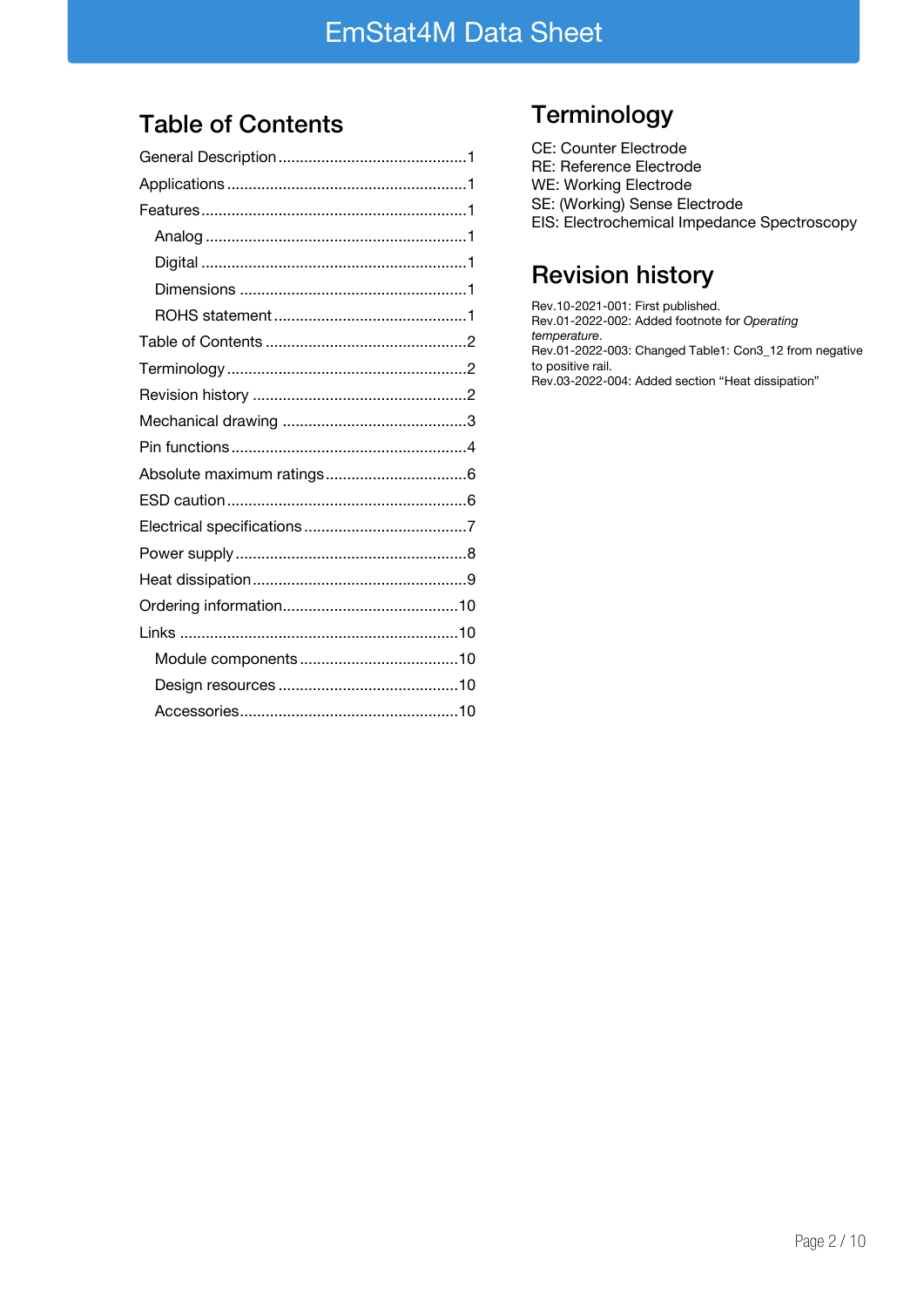## Table of Contents

General Description ............................................1
Applications ........................................................1
Features ..............................................................1
  Analog .............................................................1
  Digital ..............................................................1
  Dimensions .....................................................1
  ROHS statement .............................................1
Table of Contents ...............................................2
Terminology ........................................................2
Revision history ..................................................2
Mechanical drawing ...........................................3
Pin functions .......................................................4
Absolute maximum ratings .................................6
ESD caution ........................................................6
Electrical specifications ......................................7
Power supply ......................................................8
Heat dissipation ..................................................9
Ordering information .........................................10
Links .................................................................10
  Module components .....................................10
  Design resources ..........................................10
  Accessories ...................................................10

## Terminology

CE: Counter Electrode
RE: Reference Electrode
WE: Working Electrode
SE: (Working) Sense Electrode
EIS: Electrochemical Impedance Spectroscopy

## Revision history

Rev.10-2021-001: First published.
Rev.01-2022-002: Added footnote for *Operating temperature*.
Rev.01-2022-003: Changed Table1: Con3_12 from negative to positive rail.
Rev.03-2022-004: Added section "Heat dissipation"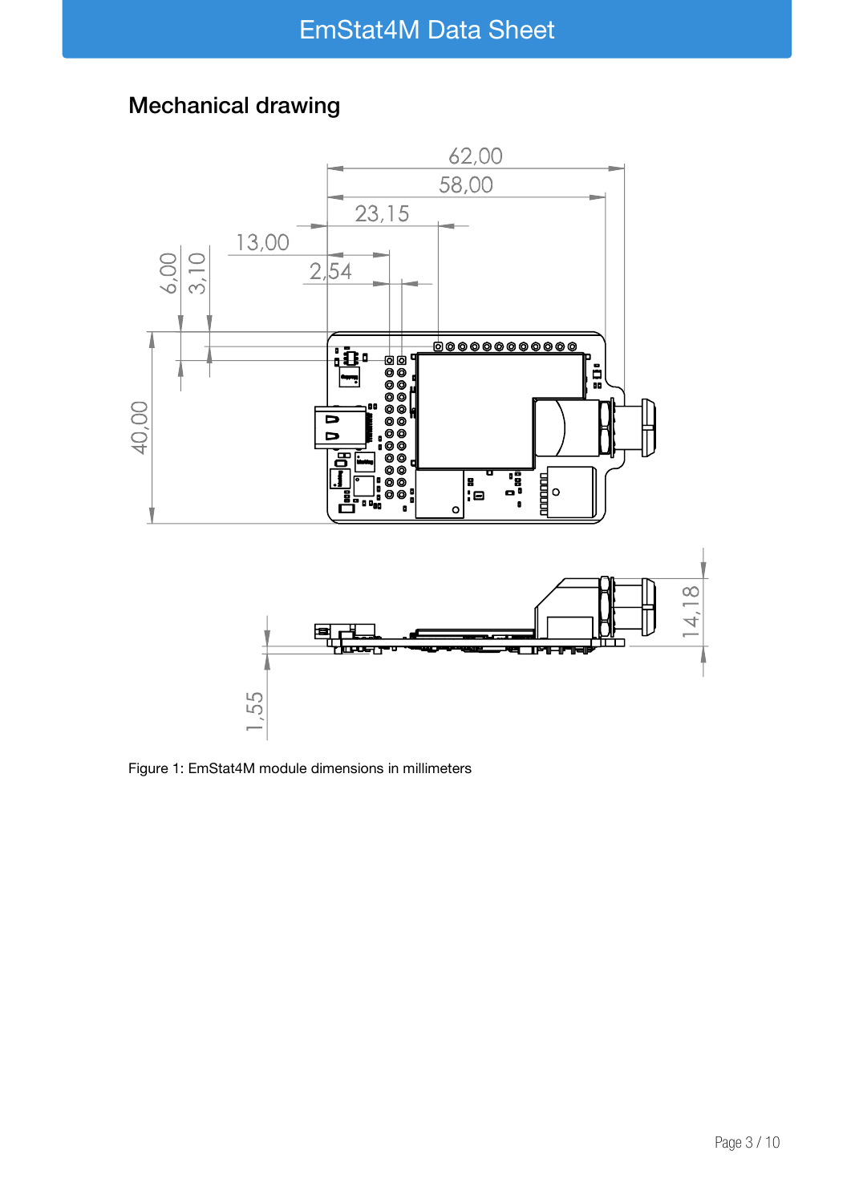## Mechanical drawing

Figure 1: EmStat4M module dimensions in millimeters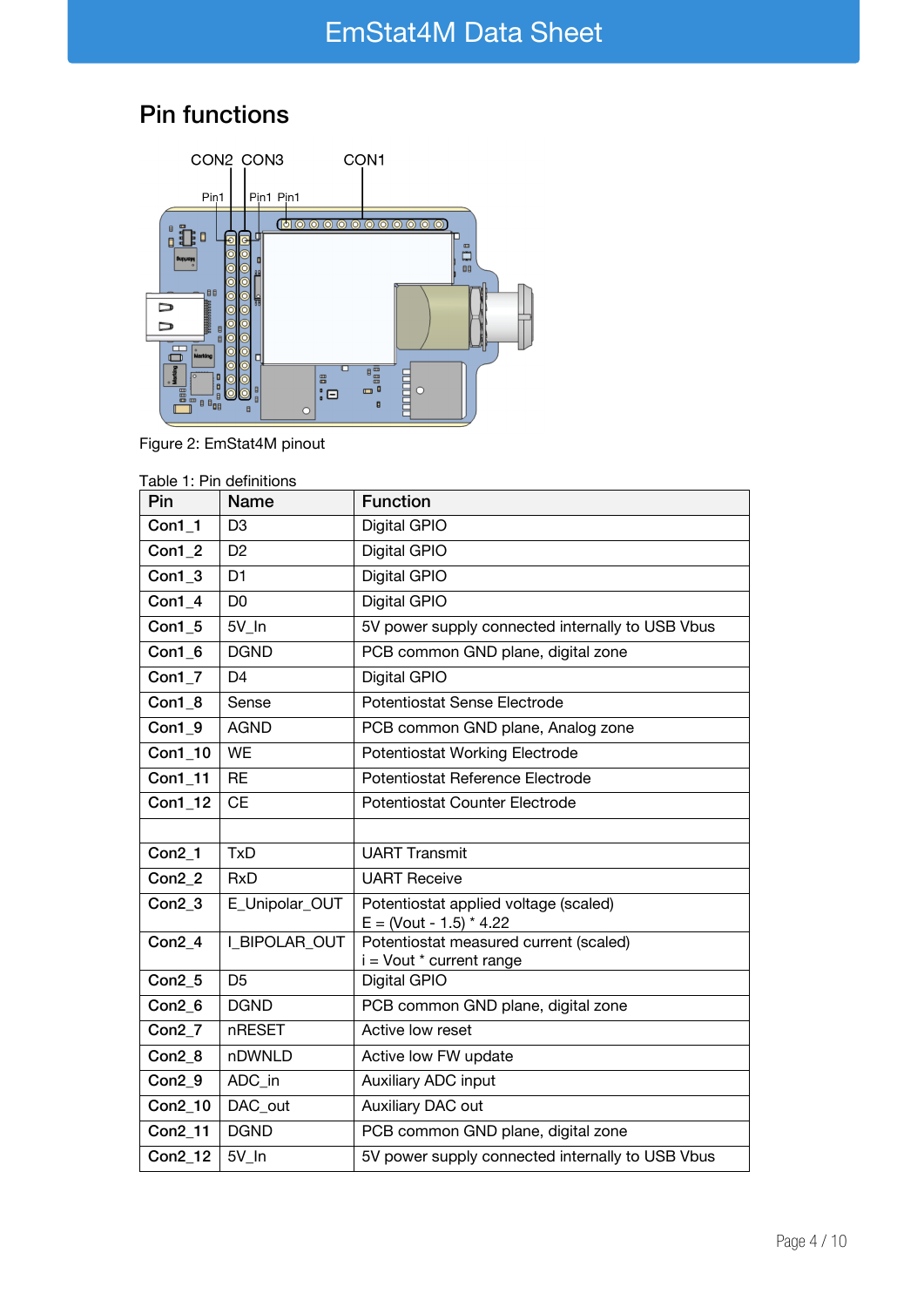## Pin functions

CON2 CON3 CON1

Pin1 Pin1 Pin1

Figure 2: EmStat4M pinout

Table 1: Pin definitions

| Pin | Name | Function |
|---|---|---|
| **Con1_1** | D3 | Digital GPIO |
| **Con1_2** | D2 | Digital GPIO |
| **Con1_3** | D1 | Digital GPIO |
| **Con1_4** | D0 | Digital GPIO |
| **Con1_5** | 5V_In | 5V power supply connected internally to USB Vbus |
| **Con1_6** | DGND | PCB common GND plane, digital zone |
| **Con1_7** | D4 | Digital GPIO |
| **Con1_8** | Sense | Potentiostat Sense Electrode |
| **Con1_9** | AGND | PCB common GND plane, Analog zone |
| **Con1_10** | WE | Potentiostat Working Electrode |
| **Con1_11** | RE | Potentiostat Reference Electrode |
| **Con1_12** | CE | Potentiostat Counter Electrode |
| | | |
| **Con2_1** | TxD | UART Transmit |
| **Con2_2** | RxD | UART Receive |
| **Con2_3** | E_Unipolar_OUT | Potentiostat applied voltage (scaled)<br>E = (Vout - 1.5) * 4.22 |
| **Con2_4** | I_BIPOLAR_OUT | Potentiostat measured current (scaled)<br>i = Vout * current range |
| **Con2_5** | D5 | Digital GPIO |
| **Con2_6** | DGND | PCB common GND plane, digital zone |
| **Con2_7** | nRESET | Active low reset |
| **Con2_8** | nDWNLD | Active low FW update |
| **Con2_9** | ADC_in | Auxiliary ADC input |
| **Con2_10** | DAC_out | Auxiliary DAC out |
| **Con2_11** | DGND | PCB common GND plane, digital zone |
| **Con2_12** | 5V_In | 5V power supply connected internally to USB Vbus |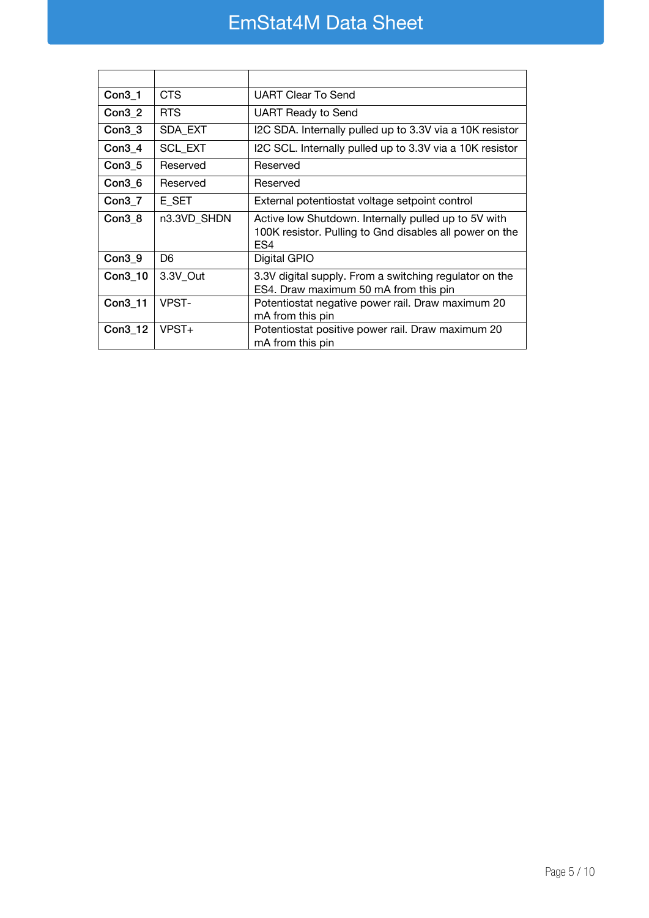| | | |
|---|---|---|
| **Con3_1** | CTS | UART Clear To Send |
| **Con3_2** | RTS | UART Ready to Send |
| **Con3_3** | SDA_EXT | I2C SDA. Internally pulled up to 3.3V via a 10K resistor |
| **Con3_4** | SCL_EXT | I2C SCL. Internally pulled up to 3.3V via a 10K resistor |
| **Con3_5** | Reserved | Reserved |
| **Con3_6** | Reserved | Reserved |
| **Con3_7** | E_SET | External potentiostat voltage setpoint control |
| **Con3_8** | n3.3VD_SHDN | Active low Shutdown. Internally pulled up to 5V with 100K resistor. Pulling to Gnd disables all power on the ES4 |
| **Con3_9** | D6 | Digital GPIO |
| **Con3_10** | 3.3V_Out | 3.3V digital supply. From a switching regulator on the ES4. Draw maximum 50 mA from this pin |
| **Con3_11** | VPST- | Potentiostat negative power rail. Draw maximum 20 mA from this pin |
| **Con3_12** | VPST+ | Potentiostat positive power rail. Draw maximum 20 mA from this pin |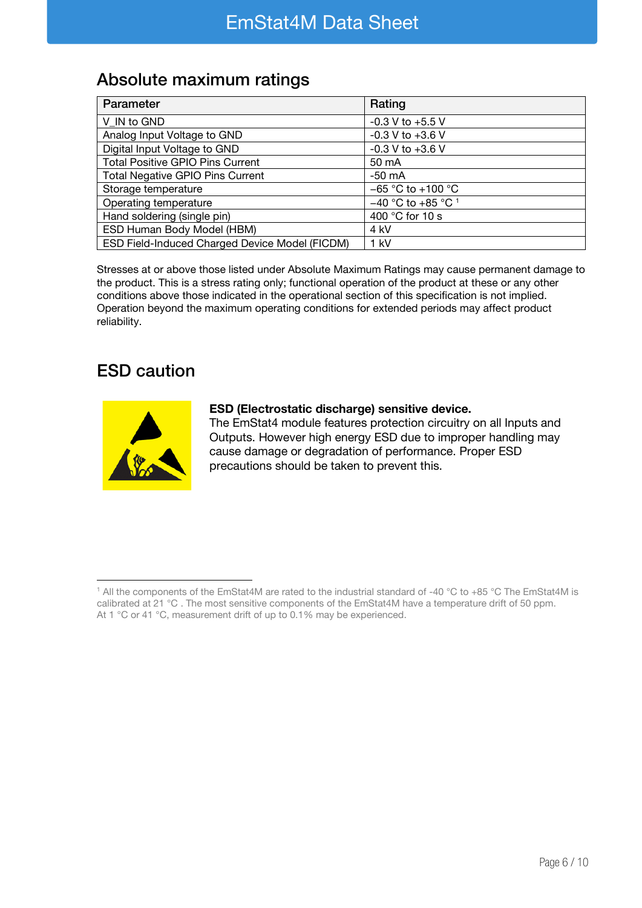## Absolute maximum ratings

| Parameter | Rating |
|---|---|
| V_IN to GND | -0.3 V to +5.5 V |
| Analog Input Voltage to GND | -0.3 V to +3.6 V |
| Digital Input Voltage to GND | -0.3 V to +3.6 V |
| Total Positive GPIO Pins Current | 50 mA |
| Total Negative GPIO Pins Current | -50 mA |
| Storage temperature | −65 °C to +100 °C |
| Operating temperature | −40 °C to +85 °C [1] |
| Hand soldering (single pin) | 400 °C for 10 s |
| ESD Human Body Model (HBM) | 4 kV |
| ESD Field-Induced Charged Device Model (FICDM) | 1 kV |

Stresses at or above those listed under Absolute Maximum Ratings may cause permanent damage to the product. This is a stress rating only; functional operation of the product at these or any other conditions above those indicated in the operational section of this specification is not implied. Operation beyond the maximum operating conditions for extended periods may affect product reliability.

## ESD caution

**ESD (Electrostatic discharge) sensitive device.**
The EmStat4 module features protection circuitry on all Inputs and Outputs. However high energy ESD due to improper handling may cause damage or degradation of performance. Proper ESD precautions should be taken to prevent this.

[1] All the components of the EmStat4M are rated to the industrial standard of -40 °C to +85 °C The EmStat4M is calibrated at 21 °C . The most sensitive components of the EmStat4M have a temperature drift of 50 ppm. At 1 °C or 41 °C, measurement drift of up to 0.1% may be experienced.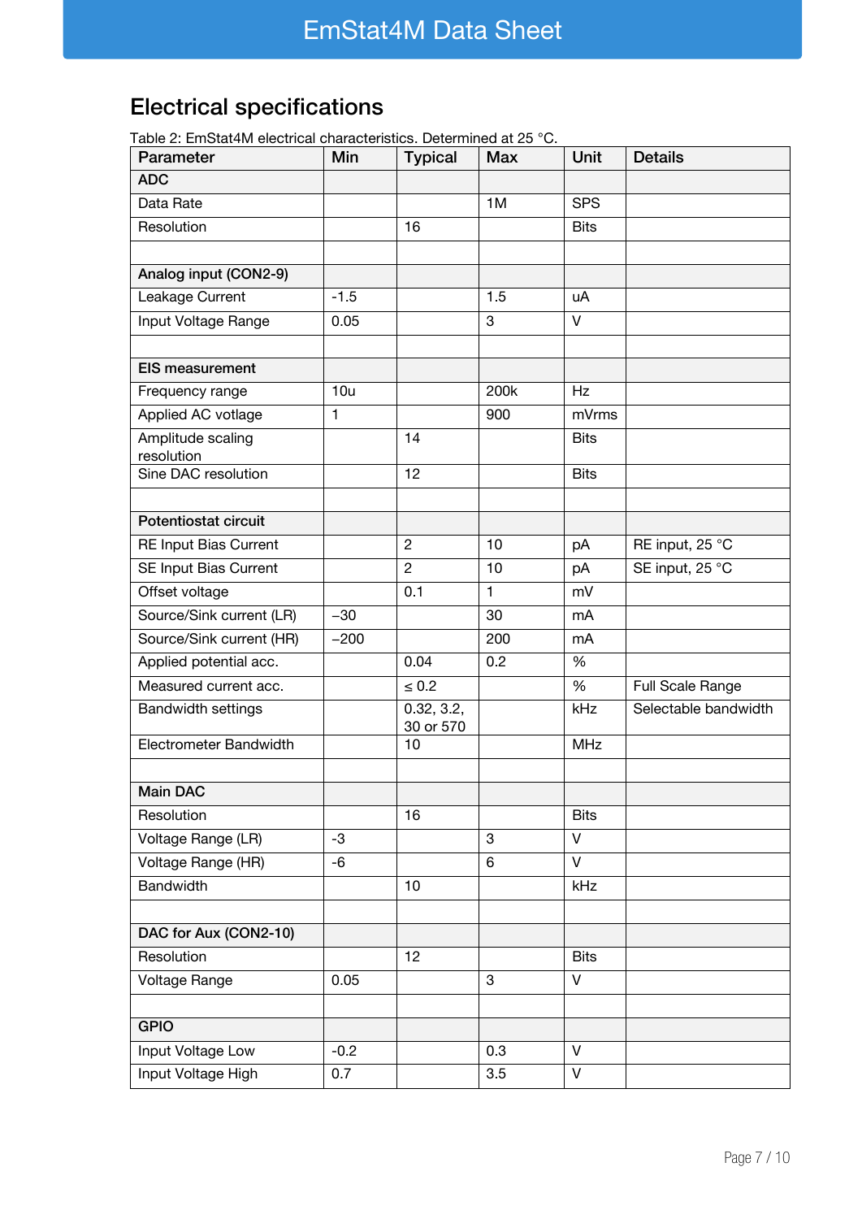## Electrical specifications

Table 2: EmStat4M electrical characteristics. Determined at 25 °C.

| Parameter | Min | Typical | Max | Unit | Details |
|---|---|---|---|---|---|
| **ADC** | | | | | |
| Data Rate | | | 1M | SPS | |
| Resolution | | 16 | | Bits | |
| | | | | | |
| **Analog input (CON2-9)** | | | | | |
| Leakage Current | -1.5 | | 1.5 | uA | |
| Input Voltage Range | 0.05 | | 3 | V | |
| | | | | | |
| **EIS measurement** | | | | | |
| Frequency range | 10u | | 200k | Hz | |
| Applied AC votlage | 1 | | 900 | mVrms | |
| Amplitude scaling resolution | | 14 | | Bits | |
| Sine DAC resolution | | 12 | | Bits | |
| | | | | | |
| **Potentiostat circuit** | | | | | |
| RE Input Bias Current | | 2 | 10 | pA | RE input, 25 °C |
| SE Input Bias Current | | 2 | 10 | pA | SE input, 25 °C |
| Offset voltage | | 0.1 | 1 | mV | |
| Source/Sink current (LR) | −30 | | 30 | mA | |
| Source/Sink current (HR) | −200 | | 200 | mA | |
| Applied potential acc. | | 0.04 | 0.2 | % | |
| Measured current acc. | | ≤ 0.2 | | % | Full Scale Range |
| Bandwidth settings | | 0.32, 3.2, 30 or 570 | | kHz | Selectable bandwidth |
| Electrometer Bandwidth | | 10 | | MHz | |
| | | | | | |
| **Main DAC** | | | | | |
| Resolution | | 16 | | Bits | |
| Voltage Range (LR) | -3 | | 3 | V | |
| Voltage Range (HR) | -6 | | 6 | V | |
| Bandwidth | | 10 | | kHz | |
| | | | | | |
| **DAC for Aux (CON2-10)** | | | | | |
| Resolution | | 12 | | Bits | |
| Voltage Range | 0.05 | | 3 | V | |
| | | | | | |
| **GPIO** | | | | | |
| Input Voltage Low | -0.2 | | 0.3 | V | |
| Input Voltage High | 0.7 | | 3.5 | V | |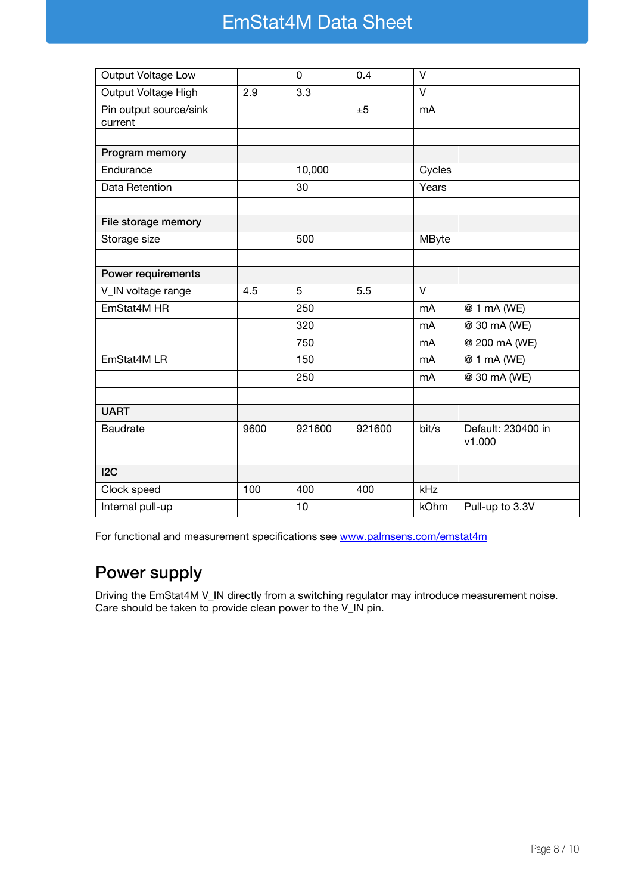| Output Voltage Low | | 0 | 0.4 | V | |
|---|---|---|---|---|---|
| Output Voltage High | 2.9 | 3.3 | | V | |
| Pin output source/sink current | | | ±5 | mA | |
| | | | | | |
| **Program memory** | | | | | |
| Endurance | | 10,000 | | Cycles | |
| Data Retention | | 30 | | Years | |
| | | | | | |
| **File storage memory** | | | | | |
| Storage size | | 500 | | MByte | |
| | | | | | |
| **Power requirements** | | | | | |
| V_IN voltage range | 4.5 | 5 | 5.5 | V | |
| EmStat4M HR | | 250 | | mA | @ 1 mA (WE) |
| | | 320 | | mA | @ 30 mA (WE) |
| | | 750 | | mA | @ 200 mA (WE) |
| EmStat4M LR | | 150 | | mA | @ 1 mA (WE) |
| | | 250 | | mA | @ 30 mA (WE) |
| | | | | | |
| **UART** | | | | | |
| Baudrate | 9600 | 921600 | 921600 | bit/s | Default: 230400 in v1.000 |
| | | | | | |
| **I2C** | | | | | |
| Clock speed | 100 | 400 | 400 | kHz | |
| Internal pull-up | | 10 | | kOhm | Pull-up to 3.3V |

For functional and measurement specifications see [www.palmsens.com/emstat4m](http://www.palmsens.com/emstat4m)

## Power supply

Driving the EmStat4M V_IN directly from a switching regulator may introduce measurement noise. Care should be taken to provide clean power to the V_IN pin.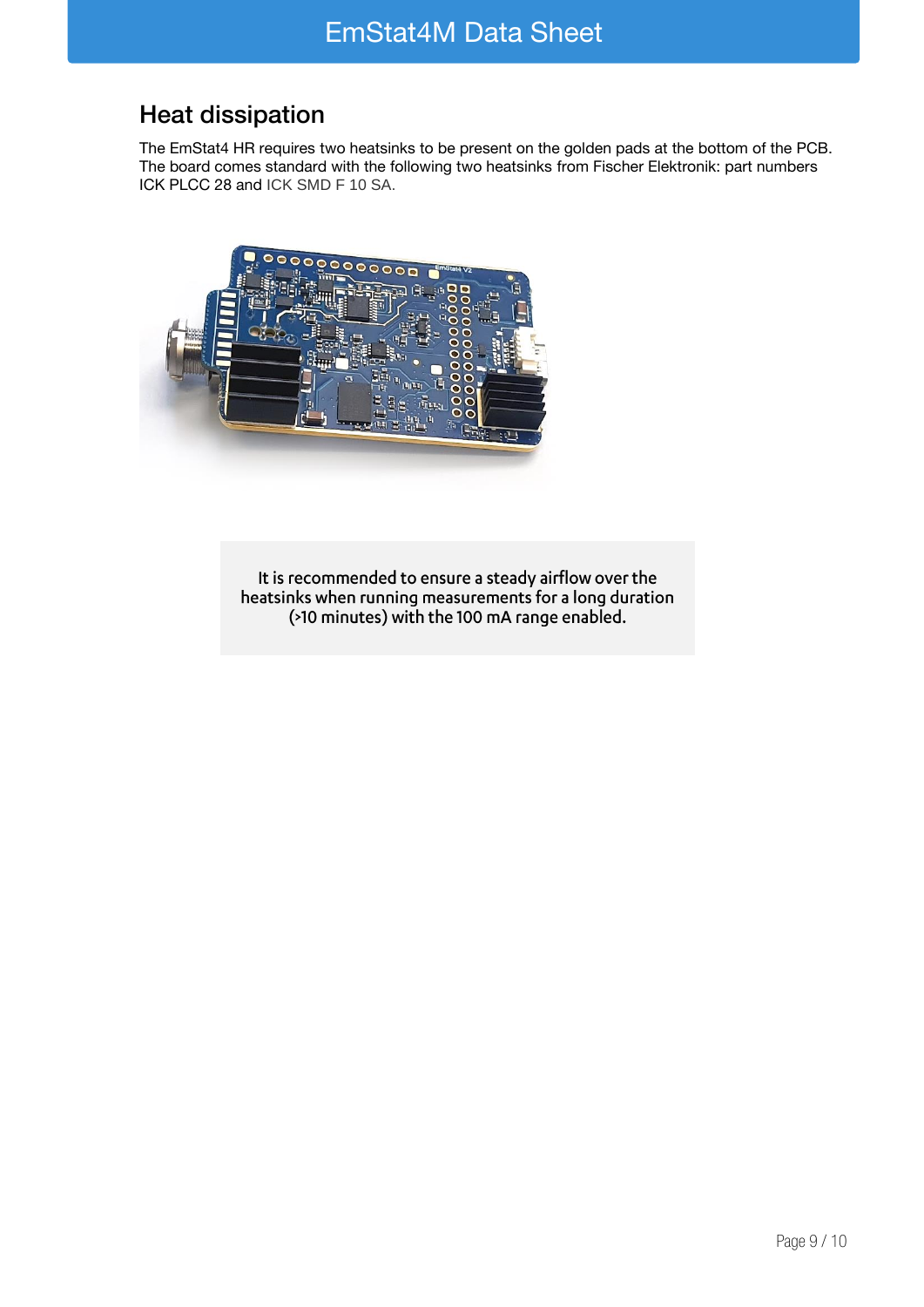## Heat dissipation

The EmStat4 HR requires two heatsinks to be present on the golden pads at the bottom of the PCB. The board comes standard with the following two heatsinks from Fischer Elektronik: part numbers ICK PLCC 28 and ICK SMD F 10 SA.

> It is recommended to ensure a steady airflow over the heatsinks when running measurements for a long duration (>10 minutes) with the 100 mA range enabled.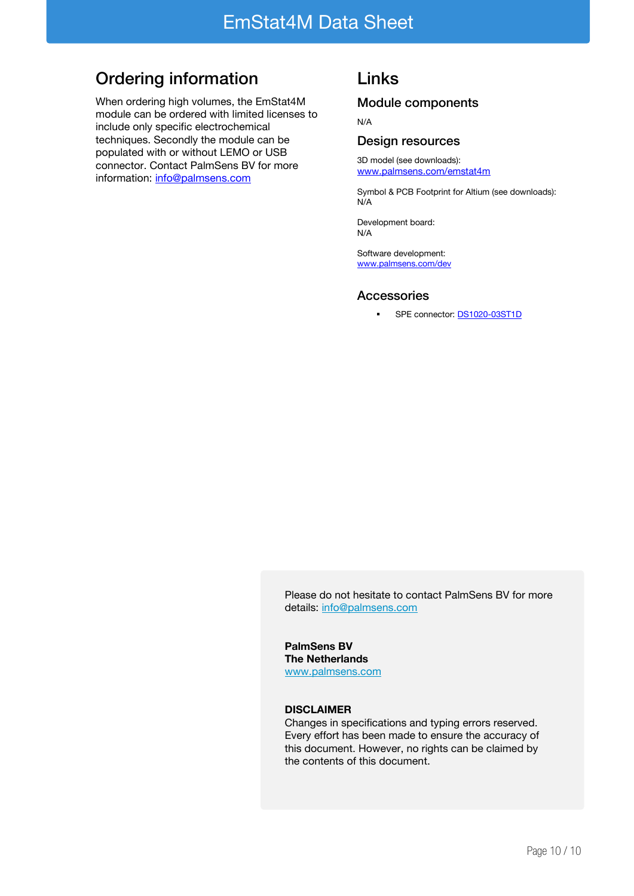## Ordering information

When ordering high volumes, the EmStat4M module can be ordered with limited licenses to include only specific electrochemical techniques. Secondly the module can be populated with or without LEMO or USB connector. Contact PalmSens BV for more information: info@palmsens.com

## Links

### Module components

N/A

### Design resources

3D model (see downloads):
www.palmsens.com/emstat4m

Symbol & PCB Footprint for Altium (see downloads):
N/A

Development board:
N/A

Software development:
www.palmsens.com/dev

### Accessories

- SPE connector: DS1020-03ST1D

Please do not hesitate to contact PalmSens BV for more details: info@palmsens.com

**PalmSens BV**
**The Netherlands**
www.palmsens.com

**DISCLAIMER**
Changes in specifications and typing errors reserved. Every effort has been made to ensure the accuracy of this document. However, no rights can be claimed by the contents of this document.